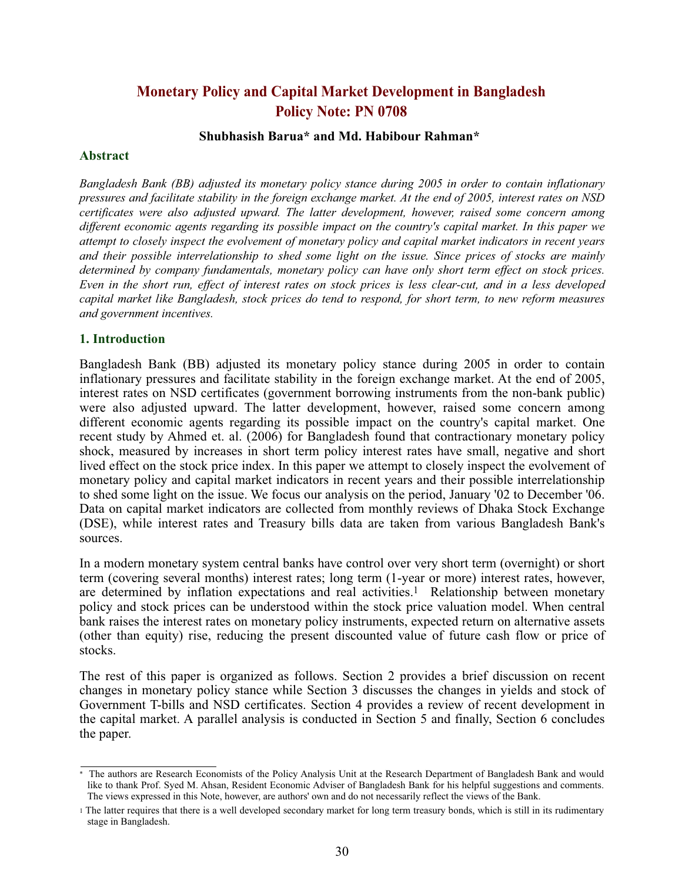# Monetary Policy and Capital Market Development in Bangladesh
# Policy Note: PN 0708

**Shubhasish Barua\* and Md. Habibour Rahman\***

## Abstract

*Bangladesh Bank (BB) adjusted its monetary policy stance during 2005 in order to contain inflationary pressures and facilitate stability in the foreign exchange market. At the end of 2005, interest rates on NSD certificates were also adjusted upward. The latter development, however, raised some concern among different economic agents regarding its possible impact on the country's capital market. In this paper we attempt to closely inspect the evolvement of monetary policy and capital market indicators in recent years and their possible interrelationship to shed some light on the issue. Since prices of stocks are mainly determined by company fundamentals, monetary policy can have only short term effect on stock prices. Even in the short run, effect of interest rates on stock prices is less clear-cut, and in a less developed capital market like Bangladesh, stock prices do tend to respond, for short term, to new reform measures and government incentives.*

## 1. Introduction

Bangladesh Bank (BB) adjusted its monetary policy stance during 2005 in order to contain inflationary pressures and facilitate stability in the foreign exchange market. At the end of 2005, interest rates on NSD certificates (government borrowing instruments from the non-bank public) were also adjusted upward. The latter development, however, raised some concern among different economic agents regarding its possible impact on the country's capital market. One recent study by Ahmed et. al. (2006) for Bangladesh found that contractionary monetary policy shock, measured by increases in short term policy interest rates have small, negative and short lived effect on the stock price index. In this paper we attempt to closely inspect the evolvement of monetary policy and capital market indicators in recent years and their possible interrelationship to shed some light on the issue. We focus our analysis on the period, January '02 to December '06. Data on capital market indicators are collected from monthly reviews of Dhaka Stock Exchange (DSE), while interest rates and Treasury bills data are taken from various Bangladesh Bank's sources.

In a modern monetary system central banks have control over very short term (overnight) or short term (covering several months) interest rates; long term (1-year or more) interest rates, however, are determined by inflation expectations and real activities.[1] Relationship between monetary policy and stock prices can be understood within the stock price valuation model. When central bank raises the interest rates on monetary policy instruments, expected return on alternative assets (other than equity) rise, reducing the present discounted value of future cash flow or price of stocks.

The rest of this paper is organized as follows. Section 2 provides a brief discussion on recent changes in monetary policy stance while Section 3 discusses the changes in yields and stock of Government T-bills and NSD certificates. Section 4 provides a review of recent development in the capital market. A parallel analysis is conducted in Section 5 and finally, Section 6 concludes the paper.

---

\* The authors are Research Economists of the Policy Analysis Unit at the Research Department of Bangladesh Bank and would like to thank Prof. Syed M. Ahsan, Resident Economic Adviser of Bangladesh Bank for his helpful suggestions and comments. The views expressed in this Note, however, are authors' own and do not necessarily reflect the views of the Bank.

[1] The latter requires that there is a well developed secondary market for long term treasury bonds, which is still in its rudimentary stage in Bangladesh.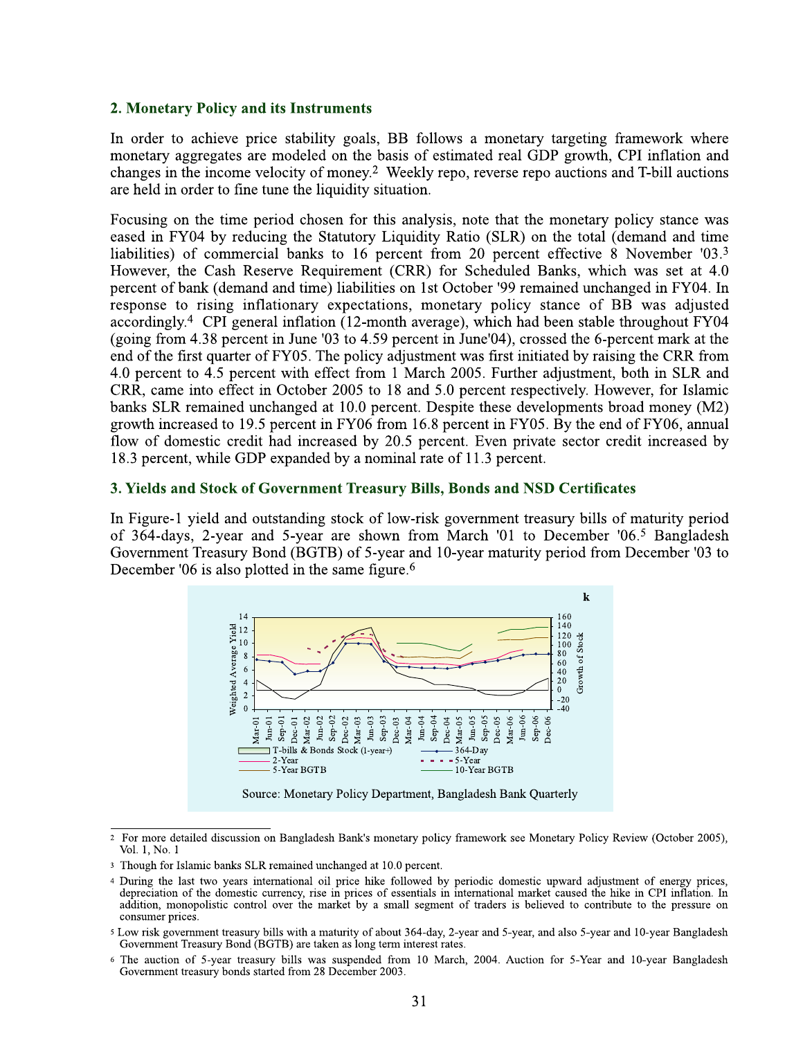## 2. Monetary Policy and its Instruments

In order to achieve price stability goals, BB follows a monetary targeting framework where monetary aggregates are modeled on the basis of estimated real GDP growth, CPI inflation and changes in the income velocity of money.[2] Weekly repo, reverse repo auctions and T-bill auctions are held in order to fine tune the liquidity situation.

Focusing on the time period chosen for this analysis, note that the monetary policy stance was eased in FY04 by reducing the Statutory Liquidity Ratio (SLR) on the total (demand and time liabilities) of commercial banks to 16 percent from 20 percent effective 8 November '03.[3] However, the Cash Reserve Requirement (CRR) for Scheduled Banks, which was set at 4.0 percent of bank (demand and time) liabilities on 1st October '99 remained unchanged in FY04. In response to rising inflationary expectations, monetary policy stance of BB was adjusted accordingly.[4] CPI general inflation (12-month average), which had been stable throughout FY04 (going from 4.38 percent in June '03 to 4.59 percent in June'04), crossed the 6-percent mark at the end of the first quarter of FY05. The policy adjustment was first initiated by raising the CRR from 4.0 percent to 4.5 percent with effect from 1 March 2005. Further adjustment, both in SLR and CRR, came into effect in October 2005 to 18 and 5.0 percent respectively. However, for Islamic banks SLR remained unchanged at 10.0 percent. Despite these developments broad money (M2) growth increased to 19.5 percent in FY06 from 16.8 percent in FY05. By the end of FY06, annual flow of domestic credit had increased by 20.5 percent. Even private sector credit increased by 18.3 percent, while GDP expanded by a nominal rate of 11.3 percent.

## 3. Yields and Stock of Government Treasury Bills, Bonds and NSD Certificates

In Figure-1 yield and outstanding stock of low-risk government treasury bills of maturity period of 364-days, 2-year and 5-year are shown from March '01 to December '06.[5] Bangladesh Government Treasury Bond (BGTB) of 5-year and 10-year maturity period from December '03 to December '06 is also plotted in the same figure.[6]

Source: Monetary Policy Department, Bangladesh Bank Quarterly

---

[2] For more detailed discussion on Bangladesh Bank's monetary policy framework see Monetary Policy Review (October 2005), Vol. 1, No. 1

[3] Though for Islamic banks SLR remained unchanged at 10.0 percent.

[4] During the last two years international oil price hike followed by periodic domestic upward adjustment of energy prices, depreciation of the domestic currency, rise in prices of essentials in international market caused the hike in CPI inflation. In addition, monopolistic control over the market by a small segment of traders is believed to contribute to the pressure on consumer prices.

[5] Low risk government treasury bills with a maturity of about 364-day, 2-year and 5-year, and also 5-year and 10-year Bangladesh Government Treasury Bond (BGTB) are taken as long term interest rates.

[6] The auction of 5-year treasury bills was suspended from 10 March, 2004. Auction for 5-Year and 10-year Bangladesh Government treasury bonds started from 28 December 2003.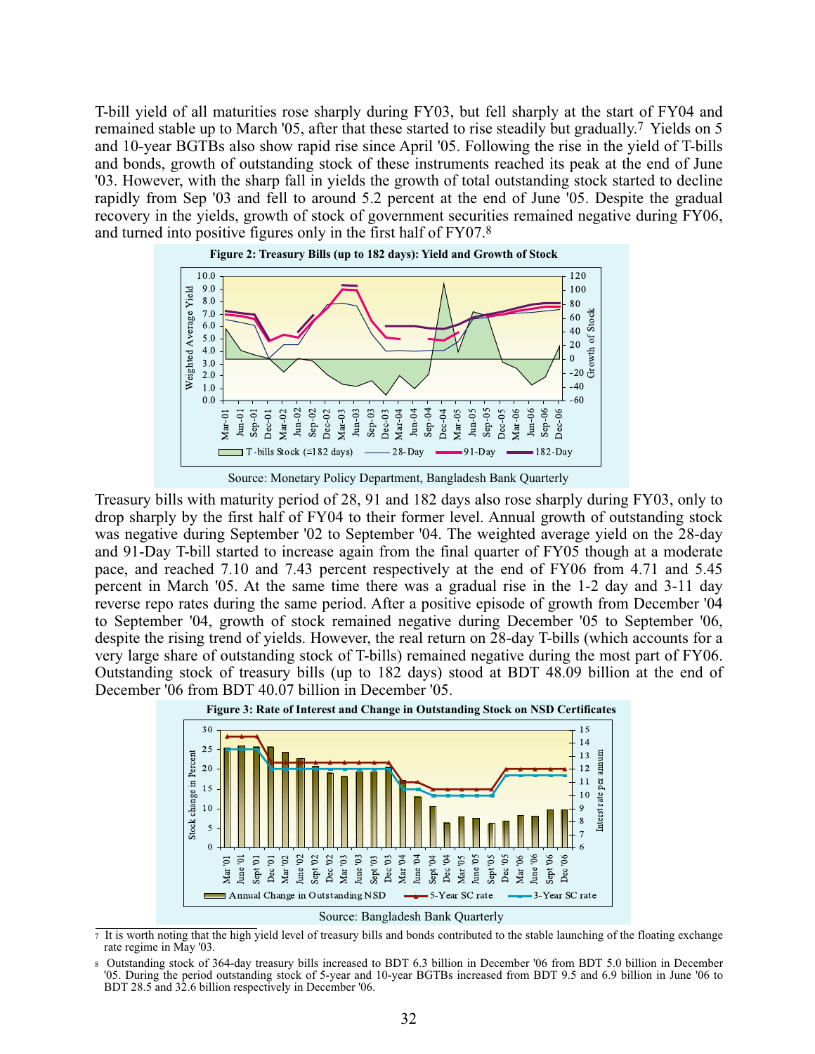T-bill yield of all maturities rose sharply during FY03, but fell sharply at the start of FY04 and remained stable up to March '05, after that these started to rise steadily but gradually.[7] Yields on 5 and 10-year BGTBs also show rapid rise since April '05. Following the rise in the yield of T-bills and bonds, growth of outstanding stock of these instruments reached its peak at the end of June '03. However, with the sharp fall in yields the growth of total outstanding stock started to decline rapidly from Sep '03 and fell to around 5.2 percent at the end of June '05. Despite the gradual recovery in the yields, growth of stock of government securities remained negative during FY06, and turned into positive figures only in the first half of FY07.[8]

**Figure 2: Treasury Bills (up to 182 days): Yield and Growth of Stock**

Source: Monetary Policy Department, Bangladesh Bank Quarterly

Treasury bills with maturity period of 28, 91 and 182 days also rose sharply during FY03, only to drop sharply by the first half of FY04 to their former level. Annual growth of outstanding stock was negative during September '02 to September '04. The weighted average yield on the 28-day and 91-Day T-bill started to increase again from the final quarter of FY05 though at a moderate pace, and reached 7.10 and 7.43 percent respectively at the end of FY06 from 4.71 and 5.45 percent in March '05. At the same time there was a gradual rise in the 1-2 day and 3-11 day reverse repo rates during the same period. After a positive episode of growth from December '04 to September '04, growth of stock remained negative during December '05 to September '06, despite the rising trend of yields. However, the real return on 28-day T-bills (which accounts for a very large share of outstanding stock of T-bills) remained negative during the most part of FY06. Outstanding stock of treasury bills (up to 182 days) stood at BDT 48.09 billion at the end of December '06 from BDT 40.07 billion in December '05.

**Figure 3: Rate of Interest and Change in Outstanding Stock on NSD Certificates**

Source: Bangladesh Bank Quarterly

---

[7] It is worth noting that the high yield level of treasury bills and bonds contributed to the stable launching of the floating exchange rate regime in May '03.

[8] Outstanding stock of 364-day treasury bills increased to BDT 6.3 billion in December '06 from BDT 5.0 billion in December '05. During the period outstanding stock of 5-year and 10-year BGTBs increased from BDT 9.5 and 6.9 billion in June '06 to BDT 28.5 and 32.6 billion respectively in December '06.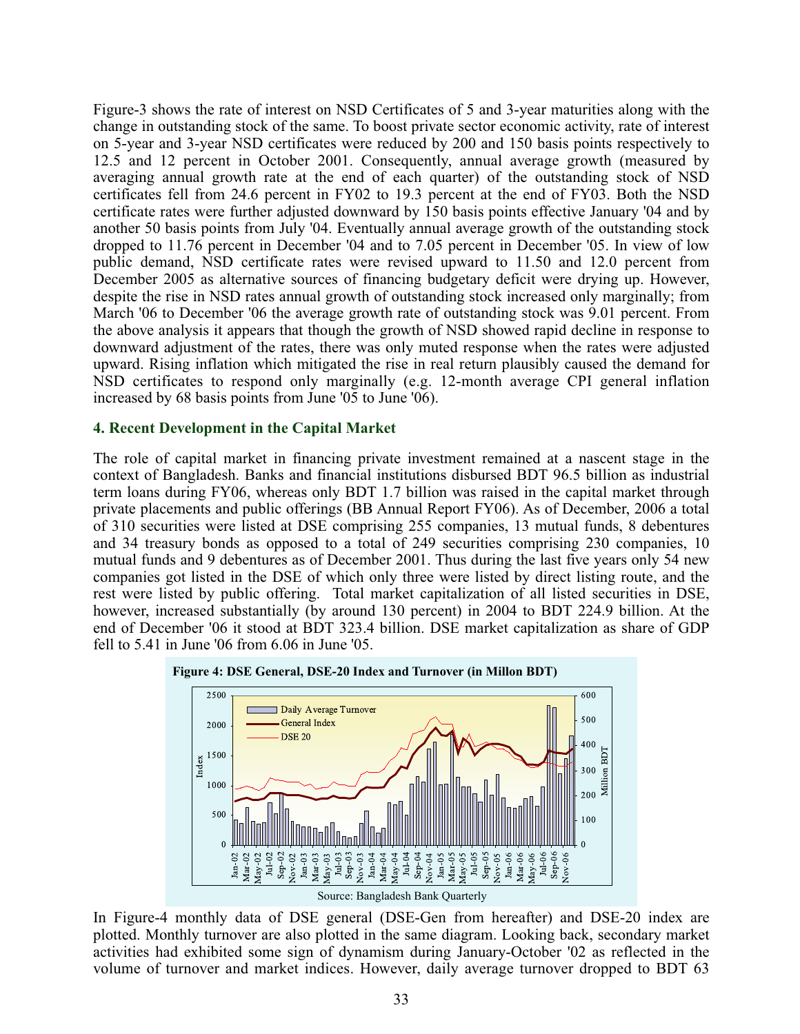Figure-3 shows the rate of interest on NSD Certificates of 5 and 3-year maturities along with the change in outstanding stock of the same. To boost private sector economic activity, rate of interest on 5-year and 3-year NSD certificates were reduced by 200 and 150 basis points respectively to 12.5 and 12 percent in October 2001. Consequently, annual average growth (measured by averaging annual growth rate at the end of each quarter) of the outstanding stock of NSD certificates fell from 24.6 percent in FY02 to 19.3 percent at the end of FY03. Both the NSD certificate rates were further adjusted downward by 150 basis points effective January '04 and by another 50 basis points from July '04. Eventually annual average growth of the outstanding stock dropped to 11.76 percent in December '04 and to 7.05 percent in December '05. In view of low public demand, NSD certificate rates were revised upward to 11.50 and 12.0 percent from December 2005 as alternative sources of financing budgetary deficit were drying up. However, despite the rise in NSD rates annual growth of outstanding stock increased only marginally; from March '06 to December '06 the average growth rate of outstanding stock was 9.01 percent. From the above analysis it appears that though the growth of NSD showed rapid decline in response to downward adjustment of the rates, there was only muted response when the rates were adjusted upward. Rising inflation which mitigated the rise in real return plausibly caused the demand for NSD certificates to respond only marginally (e.g. 12-month average CPI general inflation increased by 68 basis points from June '05 to June '06).

## 4. Recent Development in the Capital Market

The role of capital market in financing private investment remained at a nascent stage in the context of Bangladesh. Banks and financial institutions disbursed BDT 96.5 billion as industrial term loans during FY06, whereas only BDT 1.7 billion was raised in the capital market through private placements and public offerings (BB Annual Report FY06). As of December, 2006 a total of 310 securities were listed at DSE comprising 255 companies, 13 mutual funds, 8 debentures and 34 treasury bonds as opposed to a total of 249 securities comprising 230 companies, 10 mutual funds and 9 debentures as of December 2001. Thus during the last five years only 54 new companies got listed in the DSE of which only three were listed by direct listing route, and the rest were listed by public offering. Total market capitalization of all listed securities in DSE, however, increased substantially (by around 130 percent) in 2004 to BDT 224.9 billion. At the end of December '06 it stood at BDT 323.4 billion. DSE market capitalization as share of GDP fell to 5.41 in June '06 from 6.06 in June '05.

**Figure 4: DSE General, DSE-20 Index and Turnover (in Millon BDT)**

Source: Bangladesh Bank Quarterly

In Figure-4 monthly data of DSE general (DSE-Gen from hereafter) and DSE-20 index are plotted. Monthly turnover are also plotted in the same diagram. Looking back, secondary market activities had exhibited some sign of dynamism during January-October '02 as reflected in the volume of turnover and market indices. However, daily average turnover dropped to BDT 63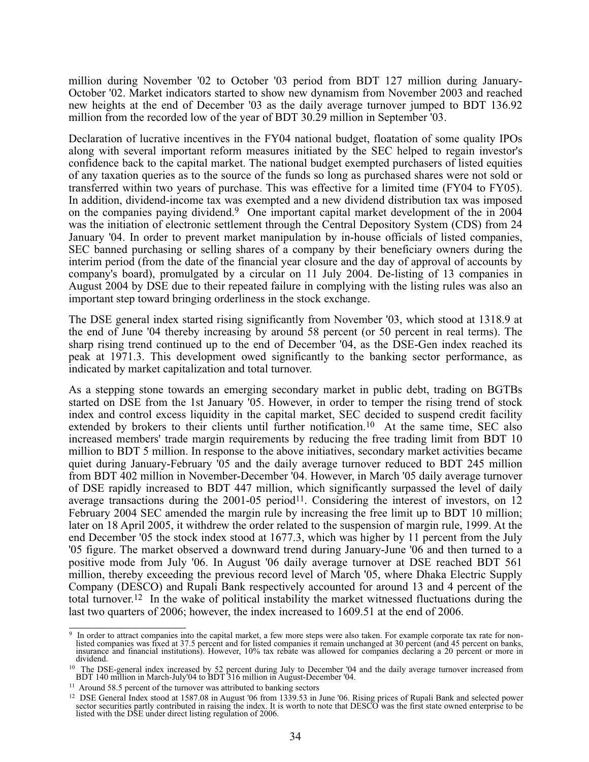million during November '02 to October '03 period from BDT 127 million during January-October '02. Market indicators started to show new dynamism from November 2003 and reached new heights at the end of December '03 as the daily average turnover jumped to BDT 136.92 million from the recorded low of the year of BDT 30.29 million in September '03.

Declaration of lucrative incentives in the FY04 national budget, floatation of some quality IPOs along with several important reform measures initiated by the SEC helped to regain investor's confidence back to the capital market. The national budget exempted purchasers of listed equities of any taxation queries as to the source of the funds so long as purchased shares were not sold or transferred within two years of purchase. This was effective for a limited time (FY04 to FY05). In addition, dividend-income tax was exempted and a new dividend distribution tax was imposed on the companies paying dividend.[9] One important capital market development of the in 2004 was the initiation of electronic settlement through the Central Depository System (CDS) from 24 January '04. In order to prevent market manipulation by in-house officials of listed companies, SEC banned purchasing or selling shares of a company by their beneficiary owners during the interim period (from the date of the financial year closure and the day of approval of accounts by company's board), promulgated by a circular on 11 July 2004. De-listing of 13 companies in August 2004 by DSE due to their repeated failure in complying with the listing rules was also an important step toward bringing orderliness in the stock exchange.

The DSE general index started rising significantly from November '03, which stood at 1318.9 at the end of June '04 thereby increasing by around 58 percent (or 50 percent in real terms). The sharp rising trend continued up to the end of December '04, as the DSE-Gen index reached its peak at 1971.3. This development owed significantly to the banking sector performance, as indicated by market capitalization and total turnover.

As a stepping stone towards an emerging secondary market in public debt, trading on BGTBs started on DSE from the 1st January '05. However, in order to temper the rising trend of stock index and control excess liquidity in the capital market, SEC decided to suspend credit facility extended by brokers to their clients until further notification.[10] At the same time, SEC also increased members' trade margin requirements by reducing the free trading limit from BDT 10 million to BDT 5 million. In response to the above initiatives, secondary market activities became quiet during January-February '05 and the daily average turnover reduced to BDT 245 million from BDT 402 million in November-December '04. However, in March '05 daily average turnover of DSE rapidly increased to BDT 447 million, which significantly surpassed the level of daily average transactions during the 2001-05 period[11]. Considering the interest of investors, on 12 February 2004 SEC amended the margin rule by increasing the free limit up to BDT 10 million; later on 18 April 2005, it withdrew the order related to the suspension of margin rule, 1999. At the end December '05 the stock index stood at 1677.3, which was higher by 11 percent from the July '05 figure. The market observed a downward trend during January-June '06 and then turned to a positive mode from July '06. In August '06 daily average turnover at DSE reached BDT 561 million, thereby exceeding the previous record level of March '05, where Dhaka Electric Supply Company (DESCO) and Rupali Bank respectively accounted for around 13 and 4 percent of the total turnover.[12] In the wake of political instability the market witnessed fluctuations during the last two quarters of 2006; however, the index increased to 1609.51 at the end of 2006.

---

[9] In order to attract companies into the capital market, a few more steps were also taken. For example corporate tax rate for non-listed companies was fixed at 37.5 percent and for listed companies it remain unchanged at 30 percent (and 45 percent on banks, insurance and financial institutions). However, 10% tax rebate was allowed for companies declaring a 20 percent or more in dividend.

[10] The DSE-general index increased by 52 percent during July to December '04 and the daily average turnover increased from BDT 140 million in March-July'04 to BDT 316 million in August-December '04.

[11] Around 58.5 percent of the turnover was attributed to banking sectors

[12] DSE General Index stood at 1587.08 in August '06 from 1339.53 in June '06. Rising prices of Rupali Bank and selected power sector securities partly contributed in raising the index. It is worth to note that DESCO was the first state owned enterprise to be listed with the DSE under direct listing regulation of 2006.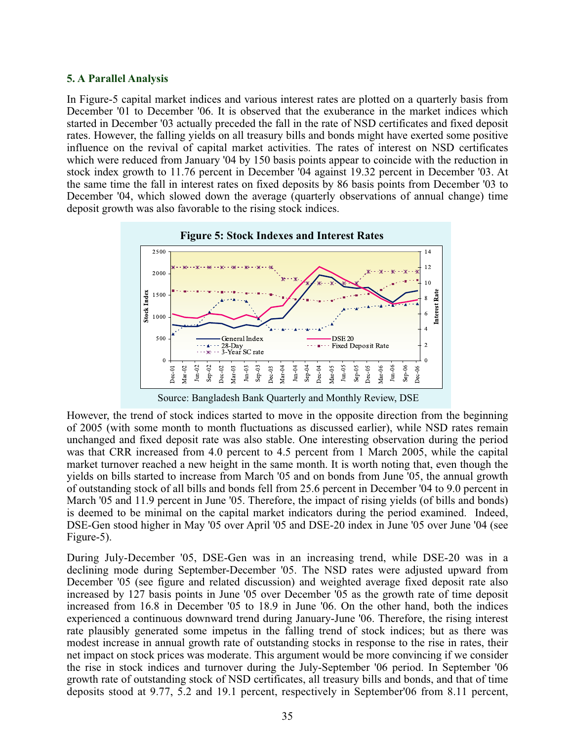## 5. A Parallel Analysis

In Figure-5 capital market indices and various interest rates are plotted on a quarterly basis from December '01 to December '06. It is observed that the exuberance in the market indices which started in December '03 actually preceded the fall in the rate of NSD certificates and fixed deposit rates. However, the falling yields on all treasury bills and bonds might have exerted some positive influence on the revival of capital market activities. The rates of interest on NSD certificates which were reduced from January '04 by 150 basis points appear to coincide with the reduction in stock index growth to 11.76 percent in December '04 against 19.32 percent in December '03. At the same time the fall in interest rates on fixed deposits by 86 basis points from December '03 to December '04, which slowed down the average (quarterly observations of annual change) time deposit growth was also favorable to the rising stock indices.

**Figure 5: Stock Indexes and Interest Rates**

Source: Bangladesh Bank Quarterly and Monthly Review, DSE

However, the trend of stock indices started to move in the opposite direction from the beginning of 2005 (with some month to month fluctuations as discussed earlier), while NSD rates remain unchanged and fixed deposit rate was also stable. One interesting observation during the period was that CRR increased from 4.0 percent to 4.5 percent from 1 March 2005, while the capital market turnover reached a new height in the same month. It is worth noting that, even though the yields on bills started to increase from March '05 and on bonds from June '05, the annual growth of outstanding stock of all bills and bonds fell from 25.6 percent in December '04 to 9.0 percent in March '05 and 11.9 percent in June '05. Therefore, the impact of rising yields (of bills and bonds) is deemed to be minimal on the capital market indicators during the period examined. Indeed, DSE-Gen stood higher in May '05 over April '05 and DSE-20 index in June '05 over June '04 (see Figure-5).

During July-December '05, DSE-Gen was in an increasing trend, while DSE-20 was in a declining mode during September-December '05. The NSD rates were adjusted upward from December '05 (see figure and related discussion) and weighted average fixed deposit rate also increased by 127 basis points in June '05 over December '05 as the growth rate of time deposit increased from 16.8 in December '05 to 18.9 in June '06. On the other hand, both the indices experienced a continuous downward trend during January-June '06. Therefore, the rising interest rate plausibly generated some impetus in the falling trend of stock indices; but as there was modest increase in annual growth rate of outstanding stocks in response to the rise in rates, their net impact on stock prices was moderate. This argument would be more convincing if we consider the rise in stock indices and turnover during the July-September '06 period. In September '06 growth rate of outstanding stock of NSD certificates, all treasury bills and bonds, and that of time deposits stood at 9.77, 5.2 and 19.1 percent, respectively in September'06 from 8.11 percent,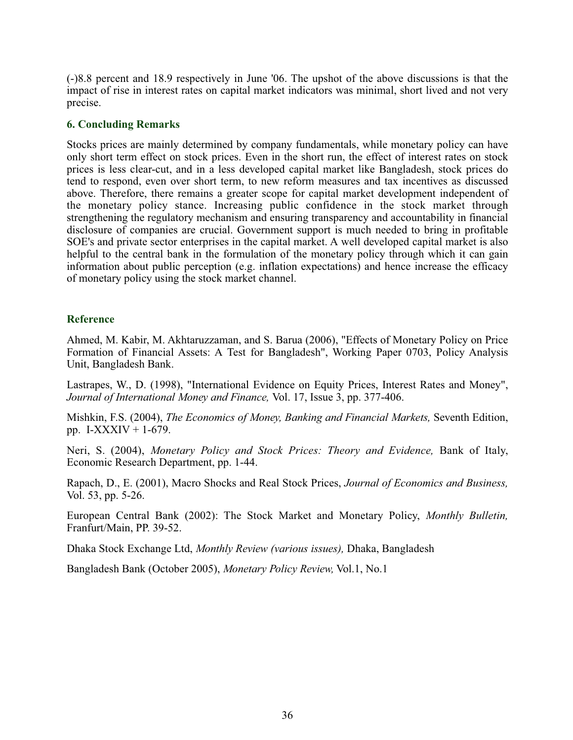(-)8.8 percent and 18.9 respectively in June '06. The upshot of the above discussions is that the impact of rise in interest rates on capital market indicators was minimal, short lived and not very precise.

## 6. Concluding Remarks

Stocks prices are mainly determined by company fundamentals, while monetary policy can have only short term effect on stock prices. Even in the short run, the effect of interest rates on stock prices is less clear-cut, and in a less developed capital market like Bangladesh, stock prices do tend to respond, even over short term, to new reform measures and tax incentives as discussed above. Therefore, there remains a greater scope for capital market development independent of the monetary policy stance. Increasing public confidence in the stock market through strengthening the regulatory mechanism and ensuring transparency and accountability in financial disclosure of companies are crucial. Government support is much needed to bring in profitable SOE's and private sector enterprises in the capital market. A well developed capital market is also helpful to the central bank in the formulation of the monetary policy through which it can gain information about public perception (e.g. inflation expectations) and hence increase the efficacy of monetary policy using the stock market channel.

## Reference

Ahmed, M. Kabir, M. Akhtaruzzaman, and S. Barua (2006), "Effects of Monetary Policy on Price Formation of Financial Assets: A Test for Bangladesh", Working Paper 0703, Policy Analysis Unit, Bangladesh Bank.

Lastrapes, W., D. (1998), "International Evidence on Equity Prices, Interest Rates and Money", *Journal of International Money and Finance,* Vol. 17, Issue 3, pp. 377-406.

Mishkin, F.S. (2004), *The Economics of Money, Banking and Financial Markets,* Seventh Edition, pp. I-XXXIV + 1-679.

Neri, S. (2004), *Monetary Policy and Stock Prices: Theory and Evidence,* Bank of Italy, Economic Research Department, pp. 1-44.

Rapach, D., E. (2001), Macro Shocks and Real Stock Prices, *Journal of Economics and Business,* Vol. 53, pp. 5-26.

European Central Bank (2002): The Stock Market and Monetary Policy, *Monthly Bulletin,* Franfurt/Main, PP. 39-52.

Dhaka Stock Exchange Ltd, *Monthly Review (various issues),* Dhaka, Bangladesh

Bangladesh Bank (October 2005), *Monetary Policy Review,* Vol.1, No.1